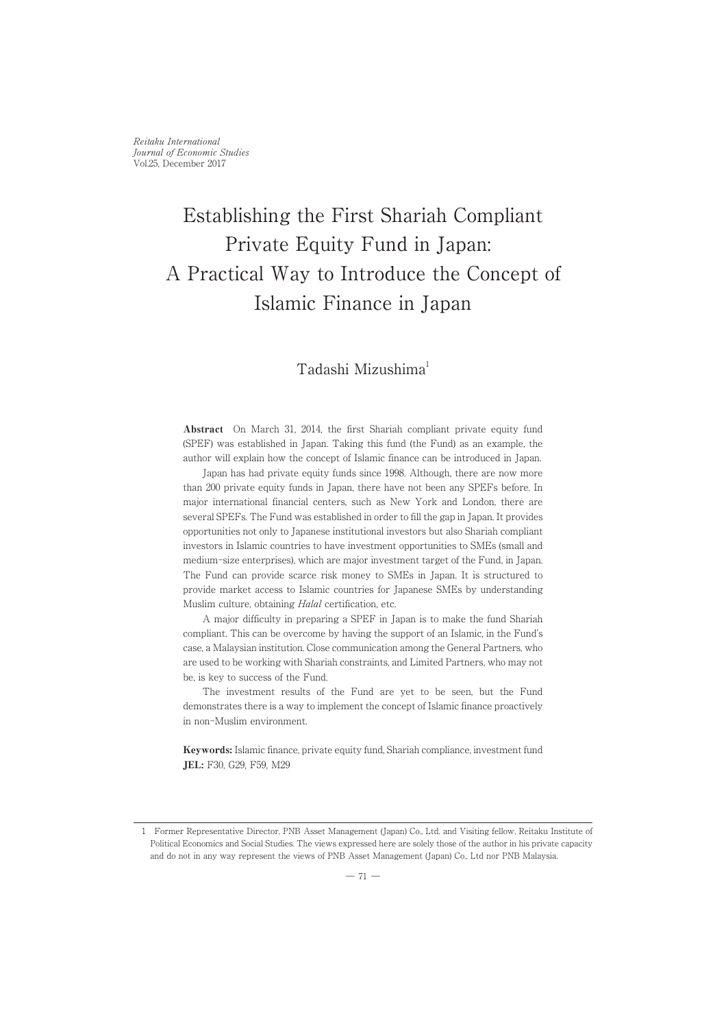# Establishing the First Shariah Compliant Private Equity Fund in Japan: A Practical Way to Introduce the Concept of Islamic Finance in Japan

Tadashi Mizushima[1]

**Abstract** On March 31, 2014, the first Shariah compliant private equity fund (SPEF) was established in Japan. Taking this fund (the Fund) as an example, the author will explain how the concept of Islamic finance can be introduced in Japan.

Japan has had private equity funds since 1998. Although, there are now more than 200 private equity funds in Japan, there have not been any SPEFs before. In major international financial centers, such as New York and London, there are several SPEFs. The Fund was established in order to fill the gap in Japan. It provides opportunities not only to Japanese institutional investors but also Shariah compliant investors in Islamic countries to have investment opportunities to SMEs (small and medium-size enterprises), which are major investment target of the Fund, in Japan. The Fund can provide scarce risk money to SMEs in Japan. It is structured to provide market access to Islamic countries for Japanese SMEs by understanding Muslim culture, obtaining *Halal* certification, etc.

A major difficulty in preparing a SPEF in Japan is to make the fund Shariah compliant. This can be overcome by having the support of an Islamic, in the Fund's case, a Malaysian institution. Close communication among the General Partners, who are used to be working with Shariah constraints, and Limited Partners, who may not be, is key to success of the Fund.

The investment results of the Fund are yet to be seen, but the Fund demonstrates there is a way to implement the concept of Islamic finance proactively in non-Muslim environment.

**Keywords:** Islamic finance, private equity fund, Shariah compliance, investment fund
**JEL:** F30, G29, F59, M29

---

1 Former Representative Director, PNB Asset Management (Japan) Co., Ltd. and Visiting fellow, Reitaku Institute of Political Economics and Social Studies. The views expressed here are solely those of the author in his private capacity and do not in any way represent the views of PNB Asset Management (Japan) Co., Ltd nor PNB Malaysia.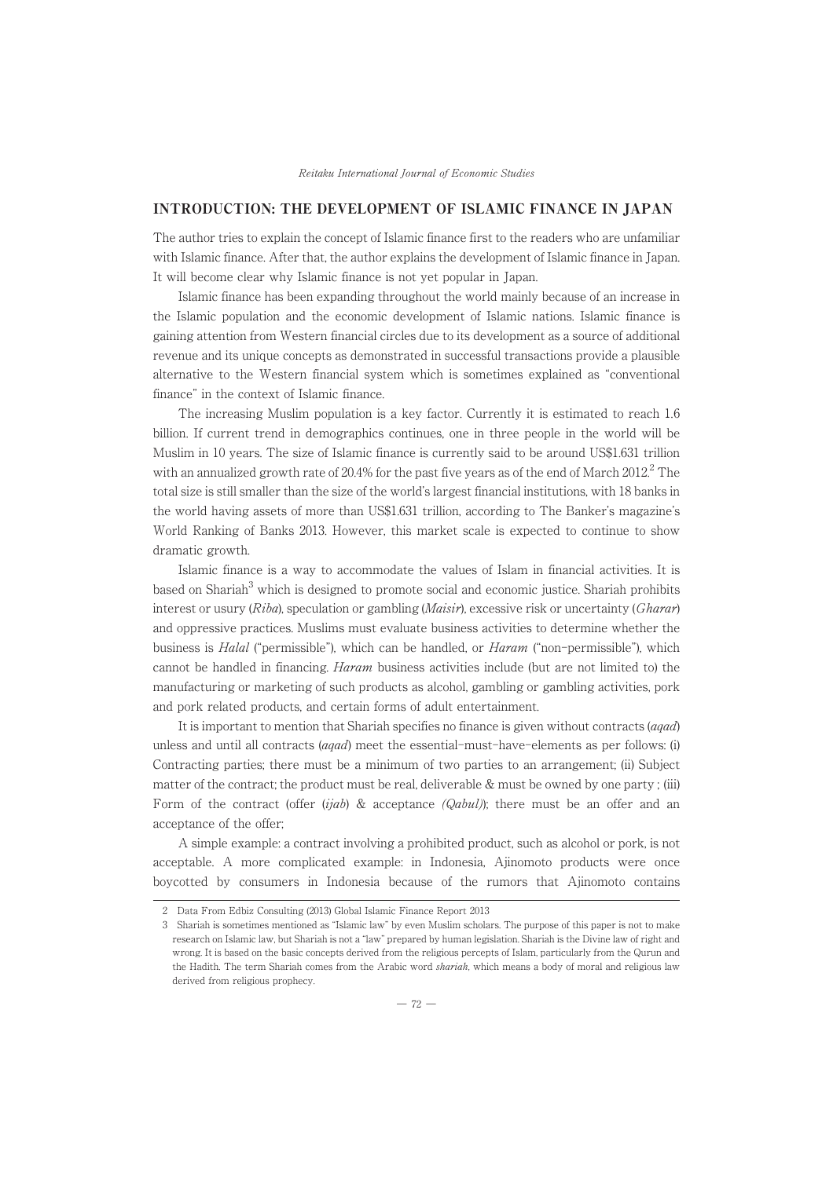## INTRODUCTION: THE DEVELOPMENT OF ISLAMIC FINANCE IN JAPAN

The author tries to explain the concept of Islamic finance first to the readers who are unfamiliar with Islamic finance. After that, the author explains the development of Islamic finance in Japan. It will become clear why Islamic finance is not yet popular in Japan.

Islamic finance has been expanding throughout the world mainly because of an increase in the Islamic population and the economic development of Islamic nations. Islamic finance is gaining attention from Western financial circles due to its development as a source of additional revenue and its unique concepts as demonstrated in successful transactions provide a plausible alternative to the Western financial system which is sometimes explained as "conventional finance" in the context of Islamic finance.

The increasing Muslim population is a key factor. Currently it is estimated to reach 1.6 billion. If current trend in demographics continues, one in three people in the world will be Muslim in 10 years. The size of Islamic finance is currently said to be around US$1.631 trillion with an annualized growth rate of 20.4% for the past five years as of the end of March 2012.[2] The total size is still smaller than the size of the world's largest financial institutions, with 18 banks in the world having assets of more than US$1.631 trillion, according to The Banker's magazine's World Ranking of Banks 2013. However, this market scale is expected to continue to show dramatic growth.

Islamic finance is a way to accommodate the values of Islam in financial activities. It is based on Shariah[3] which is designed to promote social and economic justice. Shariah prohibits interest or usury (*Riba*), speculation or gambling (*Maisir*), excessive risk or uncertainty (*Gharar*) and oppressive practices. Muslims must evaluate business activities to determine whether the business is *Halal* ("permissible"), which can be handled, or *Haram* ("non-permissible"), which cannot be handled in financing. *Haram* business activities include (but are not limited to) the manufacturing or marketing of such products as alcohol, gambling or gambling activities, pork and pork related products, and certain forms of adult entertainment.

It is important to mention that Shariah specifies no finance is given without contracts (*aqad*) unless and until all contracts (*aqad*) meet the essential-must-have-elements as per follows: (i) Contracting parties; there must be a minimum of two parties to an arrangement; (ii) Subject matter of the contract; the product must be real, deliverable & must be owned by one party ; (iii) Form of the contract (offer (*ijab*) & acceptance *(Qabul)*); there must be an offer and an acceptance of the offer;

A simple example: a contract involving a prohibited product, such as alcohol or pork, is not acceptable. A more complicated example: in Indonesia, Ajinomoto products were once boycotted by consumers in Indonesia because of the rumors that Ajinomoto contains

---

2 Data From Edbiz Consulting (2013) Global Islamic Finance Report 2013

3 Shariah is sometimes mentioned as "Islamic law" by even Muslim scholars. The purpose of this paper is not to make research on Islamic law, but Shariah is not a "law" prepared by human legislation. Shariah is the Divine law of right and wrong. It is based on the basic concepts derived from the religious percepts of Islam, particularly from the Qurun and the Hadith. The term Shariah comes from the Arabic word *shariah*, which means a body of moral and religious law derived from religious prophecy.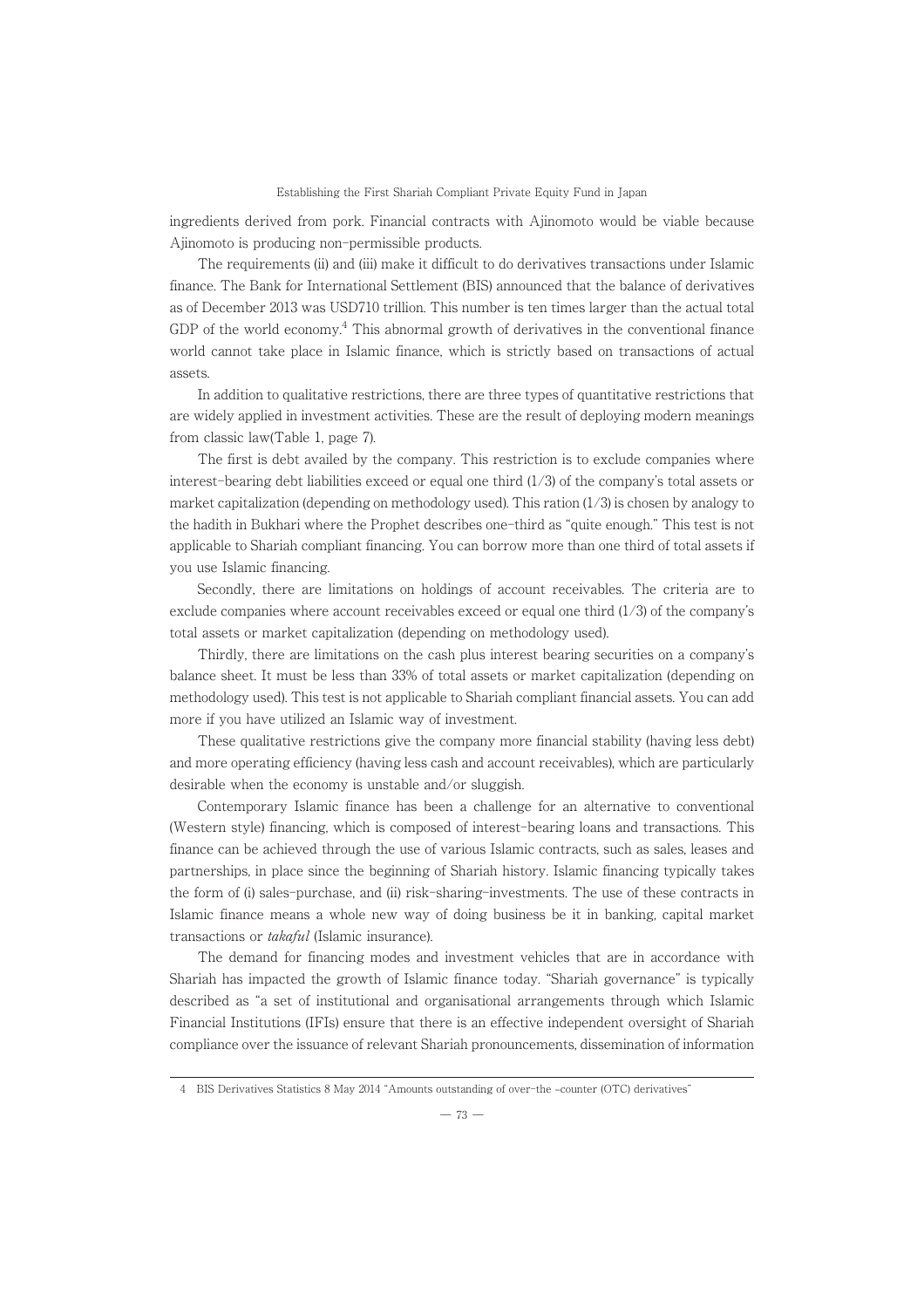ingredients derived from pork. Financial contracts with Ajinomoto would be viable because Ajinomoto is producing non-permissible products.

The requirements (ii) and (iii) make it difficult to do derivatives transactions under Islamic finance. The Bank for International Settlement (BIS) announced that the balance of derivatives as of December 2013 was USD710 trillion. This number is ten times larger than the actual total GDP of the world economy.[4] This abnormal growth of derivatives in the conventional finance world cannot take place in Islamic finance, which is strictly based on transactions of actual assets.

In addition to qualitative restrictions, there are three types of quantitative restrictions that are widely applied in investment activities. These are the result of deploying modern meanings from classic law(Table 1, page 7).

The first is debt availed by the company. This restriction is to exclude companies where interest-bearing debt liabilities exceed or equal one third (1/3) of the company's total assets or market capitalization (depending on methodology used). This ration (1/3) is chosen by analogy to the hadith in Bukhari where the Prophet describes one-third as "quite enough." This test is not applicable to Shariah compliant financing. You can borrow more than one third of total assets if you use Islamic financing.

Secondly, there are limitations on holdings of account receivables. The criteria are to exclude companies where account receivables exceed or equal one third (1/3) of the company's total assets or market capitalization (depending on methodology used).

Thirdly, there are limitations on the cash plus interest bearing securities on a company's balance sheet. It must be less than 33% of total assets or market capitalization (depending on methodology used). This test is not applicable to Shariah compliant financial assets. You can add more if you have utilized an Islamic way of investment.

These qualitative restrictions give the company more financial stability (having less debt) and more operating efficiency (having less cash and account receivables), which are particularly desirable when the economy is unstable and/or sluggish.

Contemporary Islamic finance has been a challenge for an alternative to conventional (Western style) financing, which is composed of interest-bearing loans and transactions. This finance can be achieved through the use of various Islamic contracts, such as sales, leases and partnerships, in place since the beginning of Shariah history. Islamic financing typically takes the form of (i) sales-purchase, and (ii) risk-sharing-investments. The use of these contracts in Islamic finance means a whole new way of doing business be it in banking, capital market transactions or *takaful* (Islamic insurance).

The demand for financing modes and investment vehicles that are in accordance with Shariah has impacted the growth of Islamic finance today. "Shariah governance" is typically described as "a set of institutional and organisational arrangements through which Islamic Financial Institutions (IFIs) ensure that there is an effective independent oversight of Shariah compliance over the issuance of relevant Shariah pronouncements, dissemination of information

---

4 BIS Derivatives Statistics 8 May 2014 "Amounts outstanding of over-the -counter (OTC) derivatives"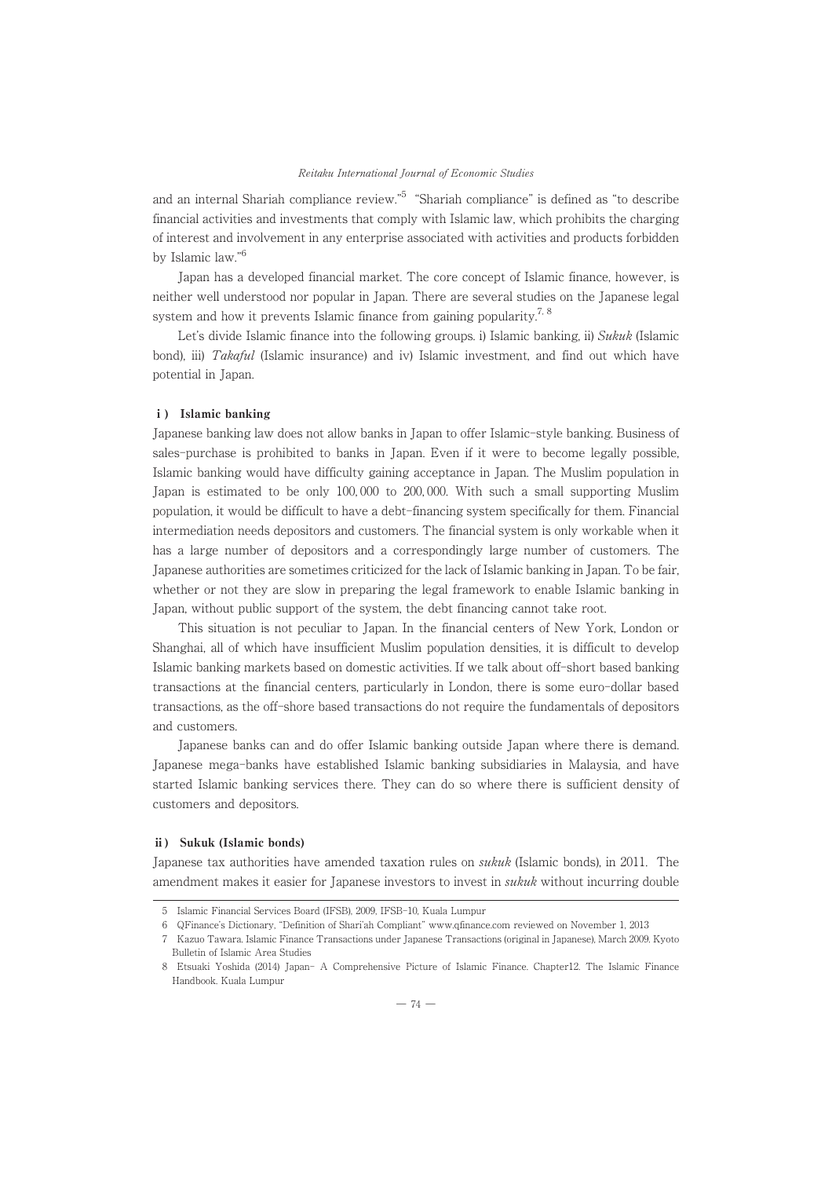and an internal Shariah compliance review."[5] "Shariah compliance" is defined as "to describe financial activities and investments that comply with Islamic law, which prohibits the charging of interest and involvement in any enterprise associated with activities and products forbidden by Islamic law."[6]

Japan has a developed financial market. The core concept of Islamic finance, however, is neither well understood nor popular in Japan. There are several studies on the Japanese legal system and how it prevents Islamic finance from gaining popularity.[7, 8]

Let's divide Islamic finance into the following groups. i) Islamic banking, ii) *Sukuk* (Islamic bond), iii) *Takaful* (Islamic insurance) and iv) Islamic investment, and find out which have potential in Japan.

### i ) Islamic banking

Japanese banking law does not allow banks in Japan to offer Islamic-style banking. Business of sales-purchase is prohibited to banks in Japan. Even if it were to become legally possible, Islamic banking would have difficulty gaining acceptance in Japan. The Muslim population in Japan is estimated to be only 100,000 to 200,000. With such a small supporting Muslim population, it would be difficult to have a debt-financing system specifically for them. Financial intermediation needs depositors and customers. The financial system is only workable when it has a large number of depositors and a correspondingly large number of customers. The Japanese authorities are sometimes criticized for the lack of Islamic banking in Japan. To be fair, whether or not they are slow in preparing the legal framework to enable Islamic banking in Japan, without public support of the system, the debt financing cannot take root.

This situation is not peculiar to Japan. In the financial centers of New York, London or Shanghai, all of which have insufficient Muslim population densities, it is difficult to develop Islamic banking markets based on domestic activities. If we talk about off-short based banking transactions at the financial centers, particularly in London, there is some euro-dollar based transactions, as the off-shore based transactions do not require the fundamentals of depositors and customers.

Japanese banks can and do offer Islamic banking outside Japan where there is demand. Japanese mega-banks have established Islamic banking subsidiaries in Malaysia, and have started Islamic banking services there. They can do so where there is sufficient density of customers and depositors.

### ii ) Sukuk (Islamic bonds)

Japanese tax authorities have amended taxation rules on *sukuk* (Islamic bonds), in 2011. The amendment makes it easier for Japanese investors to invest in *sukuk* without incurring double

---

5 Islamic Financial Services Board (IFSB), 2009, IFSB-10, Kuala Lumpur

6 QFinance's Dictionary, "Definition of Shari'ah Compliant" www.qfinance.com reviewed on November 1, 2013

7 Kazuo Tawara. Islamic Finance Transactions under Japanese Transactions (original in Japanese), March 2009. Kyoto Bulletin of Islamic Area Studies

8 Etsuaki Yoshida (2014) Japan- A Comprehensive Picture of Islamic Finance. Chapter12. The Islamic Finance Handbook. Kuala Lumpur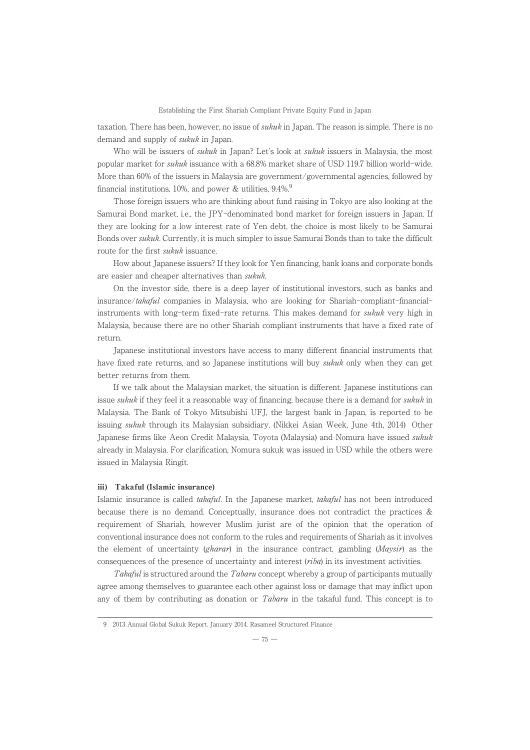taxation. There has been, however, no issue of *sukuk* in Japan. The reason is simple. There is no demand and supply of *sukuk* in Japan.

Who will be issuers of *sukuk* in Japan? Let's look at *sukuk* issuers in Malaysia, the most popular market for *sukuk* issuance with a 68.8% market share of USD 119.7 billion world-wide. More than 60% of the issuers in Malaysia are government/governmental agencies, followed by financial institutions, 10%, and power & utilities, 9.4%.[9]

Those foreign issuers who are thinking about fund raising in Tokyo are also looking at the Samurai Bond market, i.e., the JPY-denominated bond market for foreign issuers in Japan. If they are looking for a low interest rate of Yen debt, the choice is most likely to be Samurai Bonds over *sukuk*. Currently, it is much simpler to issue Samurai Bonds than to take the difficult route for the first *sukuk* issuance.

How about Japanese issuers? If they look for Yen financing, bank loans and corporate bonds are easier and cheaper alternatives than *sukuk*.

On the investor side, there is a deep layer of institutional investors, such as banks and insurance/*takaful* companies in Malaysia, who are looking for Shariah-compliant-financial-instruments with long-term fixed-rate returns. This makes demand for *sukuk* very high in Malaysia, because there are no other Shariah compliant instruments that have a fixed rate of return.

Japanese institutional investors have access to many different financial instruments that have fixed rate returns, and so Japanese institutions will buy *sukuk* only when they can get better returns from them.

If we talk about the Malaysian market, the situation is different. Japanese institutions can issue *sukuk* if they feel it a reasonable way of financing, because there is a demand for *sukuk* in Malaysia. The Bank of Tokyo Mitsubishi UFJ, the largest bank in Japan, is reported to be issuing *sukuk* through its Malaysian subsidiary. (Nikkei Asian Week, June 4th, 2014) Other Japanese firms like Aeon Credit Malaysia, Toyota (Malaysia) and Nomura have issued *sukuk* already in Malaysia. For clarification, Nomura sukuk was issued in USD while the others were issued in Malaysia Ringit.

### iii) Takaful (Islamic insurance)

Islamic insurance is called *takaful*. In the Japanese market, *takaful* has not been introduced because there is no demand. Conceptually, insurance does not contradict the practices & requirement of Shariah, however Muslim jurist are of the opinion that the operation of conventional insurance does not conform to the rules and requirements of Shariah as it involves the element of uncertainty (*gharar*) in the insurance contract, gambling (*Maysir*) as the consequences of the presence of uncertainty and interest (*riba*) in its investment activities.

*Takaful* is structured around the *Tabaru* concept whereby a group of participants mutually agree among themselves to guarantee each other against loss or damage that may inflict upon any of them by contributing as donation or *Tabaru* in the takaful fund. This concept is to

9 2013 Annual Global Sukuk Report. January 2014. Rasameel Structured Finance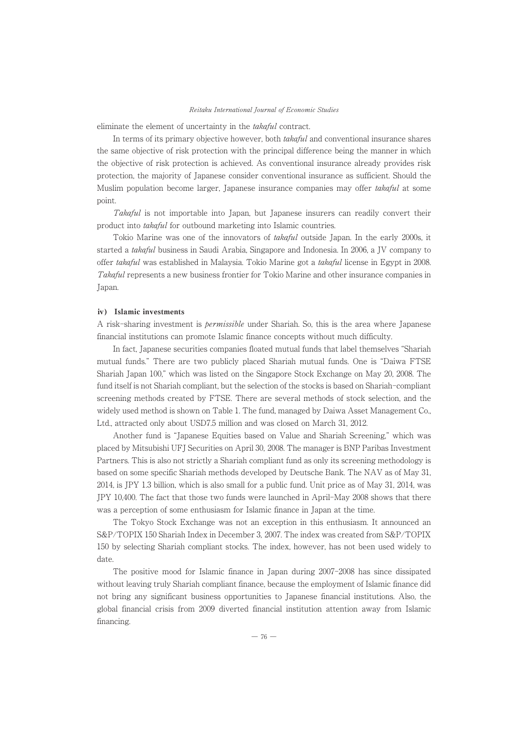eliminate the element of uncertainty in the *takaful* contract.

In terms of its primary objective however, both *takaful* and conventional insurance shares the same objective of risk protection with the principal difference being the manner in which the objective of risk protection is achieved. As conventional insurance already provides risk protection, the majority of Japanese consider conventional insurance as sufficient. Should the Muslim population become larger, Japanese insurance companies may offer *takaful* at some point.

*Takaful* is not importable into Japan, but Japanese insurers can readily convert their product into *takaful* for outbound marketing into Islamic countries.

Tokio Marine was one of the innovators of *takaful* outside Japan. In the early 2000s, it started a *takaful* business in Saudi Arabia, Singapore and Indonesia. In 2006, a JV company to offer *takaful* was established in Malaysia. Tokio Marine got a *takaful* license in Egypt in 2008. *Takaful* represents a new business frontier for Tokio Marine and other insurance companies in Japan.

#### iv) Islamic investments

A risk-sharing investment is *permissible* under Shariah. So, this is the area where Japanese financial institutions can promote Islamic finance concepts without much difficulty.

In fact, Japanese securities companies floated mutual funds that label themselves "Shariah mutual funds." There are two publicly placed Shariah mutual funds. One is "Daiwa FTSE Shariah Japan 100," which was listed on the Singapore Stock Exchange on May 20, 2008. The fund itself is not Shariah compliant, but the selection of the stocks is based on Shariah-compliant screening methods created by FTSE. There are several methods of stock selection, and the widely used method is shown on Table 1. The fund, managed by Daiwa Asset Management Co., Ltd., attracted only about USD7.5 million and was closed on March 31, 2012.

Another fund is "Japanese Equities based on Value and Shariah Screening," which was placed by Mitsubishi UFJ Securities on April 30, 2008. The manager is BNP Paribas Investment Partners. This is also not strictly a Shariah compliant fund as only its screening methodology is based on some specific Shariah methods developed by Deutsche Bank. The NAV as of May 31, 2014, is JPY 1.3 billion, which is also small for a public fund. Unit price as of May 31, 2014, was JPY 10,400. The fact that those two funds were launched in April-May 2008 shows that there was a perception of some enthusiasm for Islamic finance in Japan at the time.

The Tokyo Stock Exchange was not an exception in this enthusiasm. It announced an S&P/TOPIX 150 Shariah Index in December 3, 2007. The index was created from S&P/TOPIX 150 by selecting Shariah compliant stocks. The index, however, has not been used widely to date.

The positive mood for Islamic finance in Japan during 2007-2008 has since dissipated without leaving truly Shariah compliant finance, because the employment of Islamic finance did not bring any significant business opportunities to Japanese financial institutions. Also, the global financial crisis from 2009 diverted financial institution attention away from Islamic financing.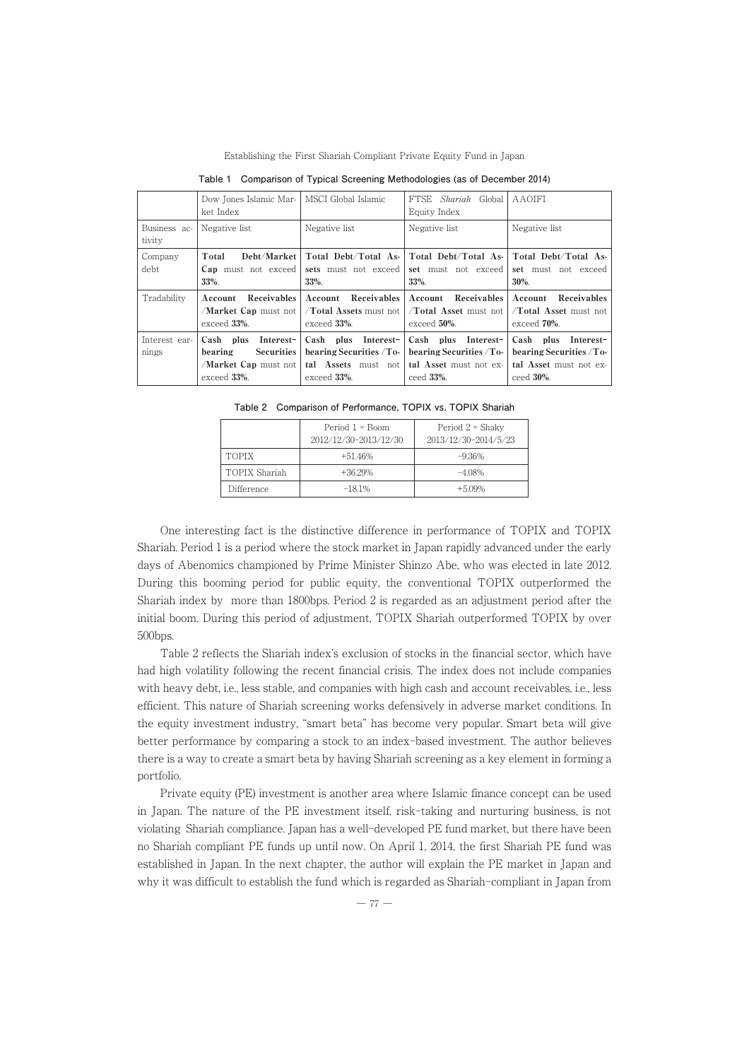**Table 1 Comparison of Typical Screening Methodologies (as of December 2014)**

| | Dow Jones Islamic Market Index | MSCI Global Islamic | FTSE *Shariah* Global Equity Index | AAOIFI |
|---|---|---|---|---|
| Business activity | Negative list | Negative list | Negative list | Negative list |
| Company debt | **Total Debt/Market Cap** must not exceed **33%**. | **Total Debt/Total Assets** must not exceed **33%**. | **Total Debt/Total Asset** must not exceed **33%**. | **Total Debt/Total Asset** must not exceed **30%**. |
| Tradability | **Account Receivables /Market Cap** must not exceed **33%**. | **Account Receivables /Total Assets** must not exceed **33%**. | **Account Receivables /Total Asset** must not exceed **50%**. | **Account Receivables /Total Asset** must not exceed **70%**. |
| Interest earnings | **Cash plus Interest-bearing Securities /Market Cap** must not exceed **33%**. | **Cash plus Interest-bearing Securities /Total Assets** must not exceed **33%**. | **Cash plus Interest-bearing Securities /Total Asset** must not exceed **33%**. | **Cash plus Interest-bearing Securities /Total Asset** must not exceed **30%**. |

**Table 2 Comparison of Performance, TOPIX vs. TOPIX Shariah**

| | Period 1 = Boom 2012/12/30-2013/12/30 | Period 2 = Shaky 2013/12/30-2014/5/23 |
|---|---|---|
| TOPIX | +51.46% | -9.36% |
| TOPIX Shariah | +36.29% | -4.08% |
| Difference | -18.1% | +5.09% |

One interesting fact is the distinctive difference in performance of TOPIX and TOPIX Shariah. Period 1 is a period where the stock market in Japan rapidly advanced under the early days of Abenomics championed by Prime Minister Shinzo Abe, who was elected in late 2012. During this booming period for public equity, the conventional TOPIX outperformed the Shariah index by more than 1800bps. Period 2 is regarded as an adjustment period after the initial boom. During this period of adjustment, TOPIX Shariah outperformed TOPIX by over 500bps.

Table 2 reflects the Shariah index's exclusion of stocks in the financial sector, which have had high volatility following the recent financial crisis. The index does not include companies with heavy debt, i.e., less stable, and companies with high cash and account receivables, i.e., less efficient. This nature of Shariah screening works defensively in adverse market conditions. In the equity investment industry, "smart beta" has become very popular. Smart beta will give better performance by comparing a stock to an index-based investment. The author believes there is a way to create a smart beta by having Shariah screening as a key element in forming a portfolio.

Private equity (PE) investment is another area where Islamic finance concept can be used in Japan. The nature of the PE investment itself, risk-taking and nurturing business, is not violating Shariah compliance. Japan has a well-developed PE fund market, but there have been no Shariah compliant PE funds up until now. On April 1, 2014, the first Shariah PE fund was established in Japan. In the next chapter, the author will explain the PE market in Japan and why it was difficult to establish the fund which is regarded as Shariah-compliant in Japan from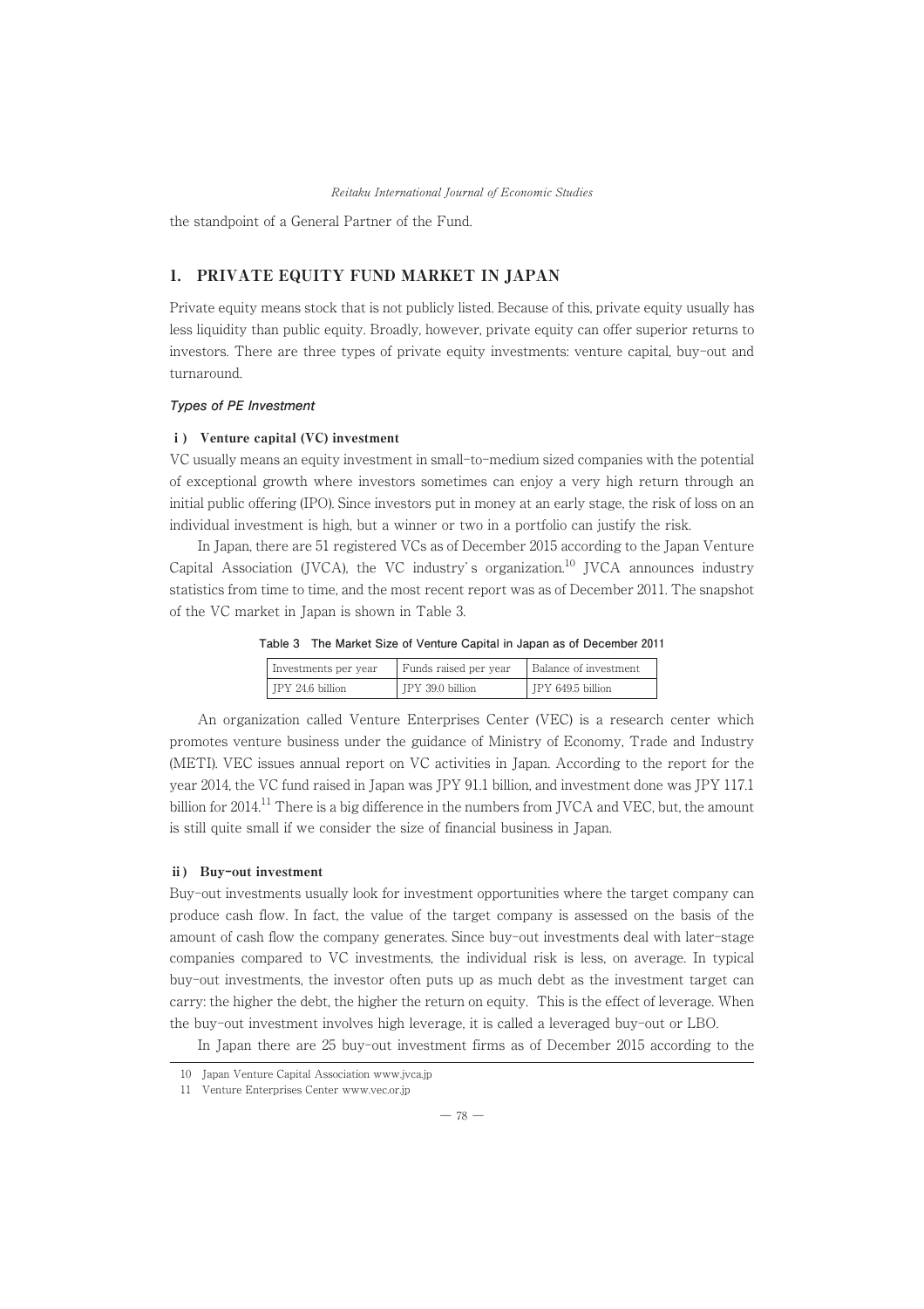the standpoint of a General Partner of the Fund.

## 1. PRIVATE EQUITY FUND MARKET IN JAPAN

Private equity means stock that is not publicly listed. Because of this, private equity usually has less liquidity than public equity. Broadly, however, private equity can offer superior returns to investors. There are three types of private equity investments: venture capital, buy-out and turnaround.

### *Types of PE Investment*

**i ) Venture capital (VC) investment**

VC usually means an equity investment in small-to-medium sized companies with the potential of exceptional growth where investors sometimes can enjoy a very high return through an initial public offering (IPO). Since investors put in money at an early stage, the risk of loss on an individual investment is high, but a winner or two in a portfolio can justify the risk.

In Japan, there are 51 registered VCs as of December 2015 according to the Japan Venture Capital Association (JVCA), the VC industry's organization.[10] JVCA announces industry statistics from time to time, and the most recent report was as of December 2011. The snapshot of the VC market in Japan is shown in Table 3.

**Table 3 The Market Size of Venture Capital in Japan as of December 2011**

| Investments per year | Funds raised per year | Balance of investment |
|---|---|---|
| JPY 24.6 billion | JPY 39.0 billion | JPY 649.5 billion |

An organization called Venture Enterprises Center (VEC) is a research center which promotes venture business under the guidance of Ministry of Economy, Trade and Industry (METI). VEC issues annual report on VC activities in Japan. According to the report for the year 2014, the VC fund raised in Japan was JPY 91.1 billion, and investment done was JPY 117.1 billion for 2014.[11] There is a big difference in the numbers from JVCA and VEC, but, the amount is still quite small if we consider the size of financial business in Japan.

**ii ) Buy-out investment**

Buy-out investments usually look for investment opportunities where the target company can produce cash flow. In fact, the value of the target company is assessed on the basis of the amount of cash flow the company generates. Since buy-out investments deal with later-stage companies compared to VC investments, the individual risk is less, on average. In typical buy-out investments, the investor often puts up as much debt as the investment target can carry: the higher the debt, the higher the return on equity. This is the effect of leverage. When the buy-out investment involves high leverage, it is called a leveraged buy-out or LBO.

In Japan there are 25 buy-out investment firms as of December 2015 according to the

10 Japan Venture Capital Association www.jvca.jp

11 Venture Enterprises Center www.vec.or.jp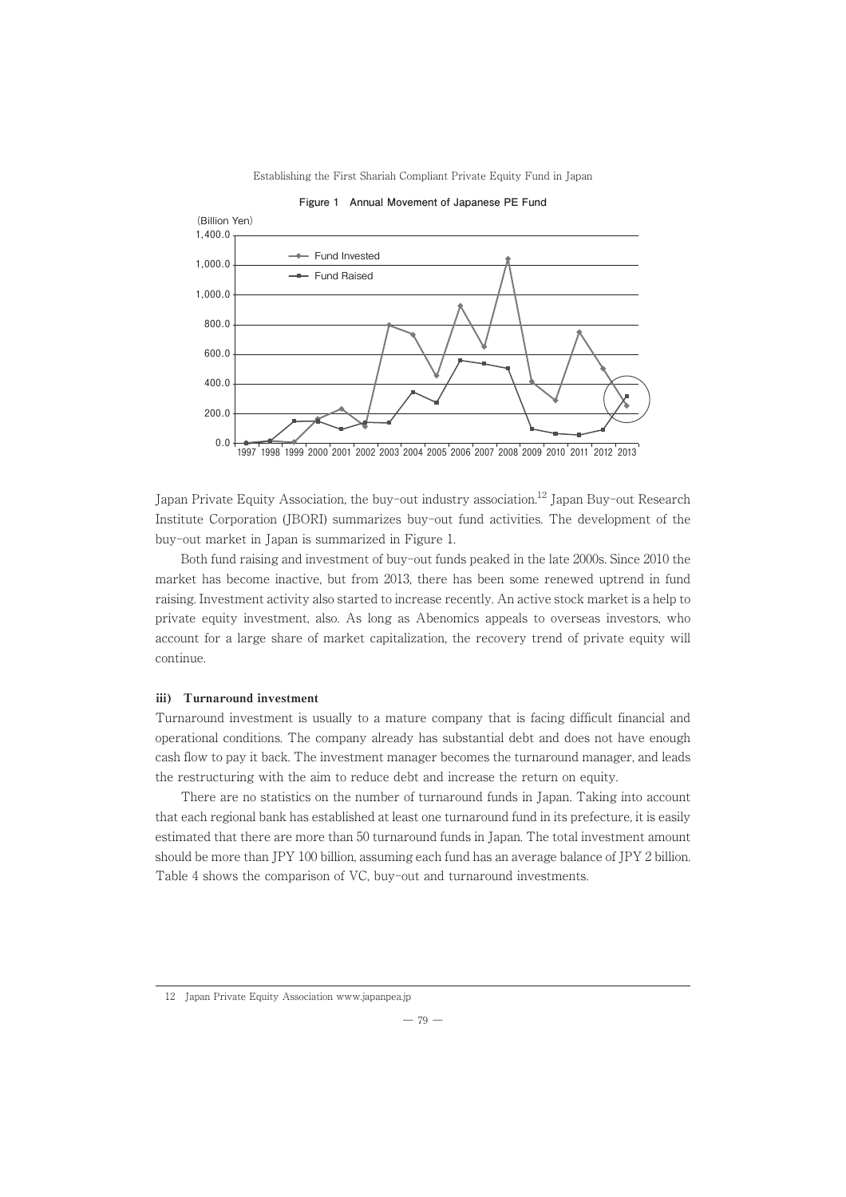Figure 1 Annual Movement of Japanese PE Fund

Japan Private Equity Association, the buy-out industry association.[12] Japan Buy-out Research Institute Corporation (JBORI) summarizes buy-out fund activities. The development of the buy-out market in Japan is summarized in Figure 1.

Both fund raising and investment of buy-out funds peaked in the late 2000s. Since 2010 the market has become inactive, but from 2013, there has been some renewed uptrend in fund raising. Investment activity also started to increase recently. An active stock market is a help to private equity investment, also. As long as Abenomics appeals to overseas investors, who account for a large share of market capitalization, the recovery trend of private equity will continue.

#### iii) Turnaround investment

Turnaround investment is usually to a mature company that is facing difficult financial and operational conditions. The company already has substantial debt and does not have enough cash flow to pay it back. The investment manager becomes the turnaround manager, and leads the restructuring with the aim to reduce debt and increase the return on equity.

There are no statistics on the number of turnaround funds in Japan. Taking into account that each regional bank has established at least one turnaround fund in its prefecture, it is easily estimated that there are more than 50 turnaround funds in Japan. The total investment amount should be more than JPY 100 billion, assuming each fund has an average balance of JPY 2 billion. Table 4 shows the comparison of VC, buy-out and turnaround investments.

---

12 Japan Private Equity Association www.japanpea.jp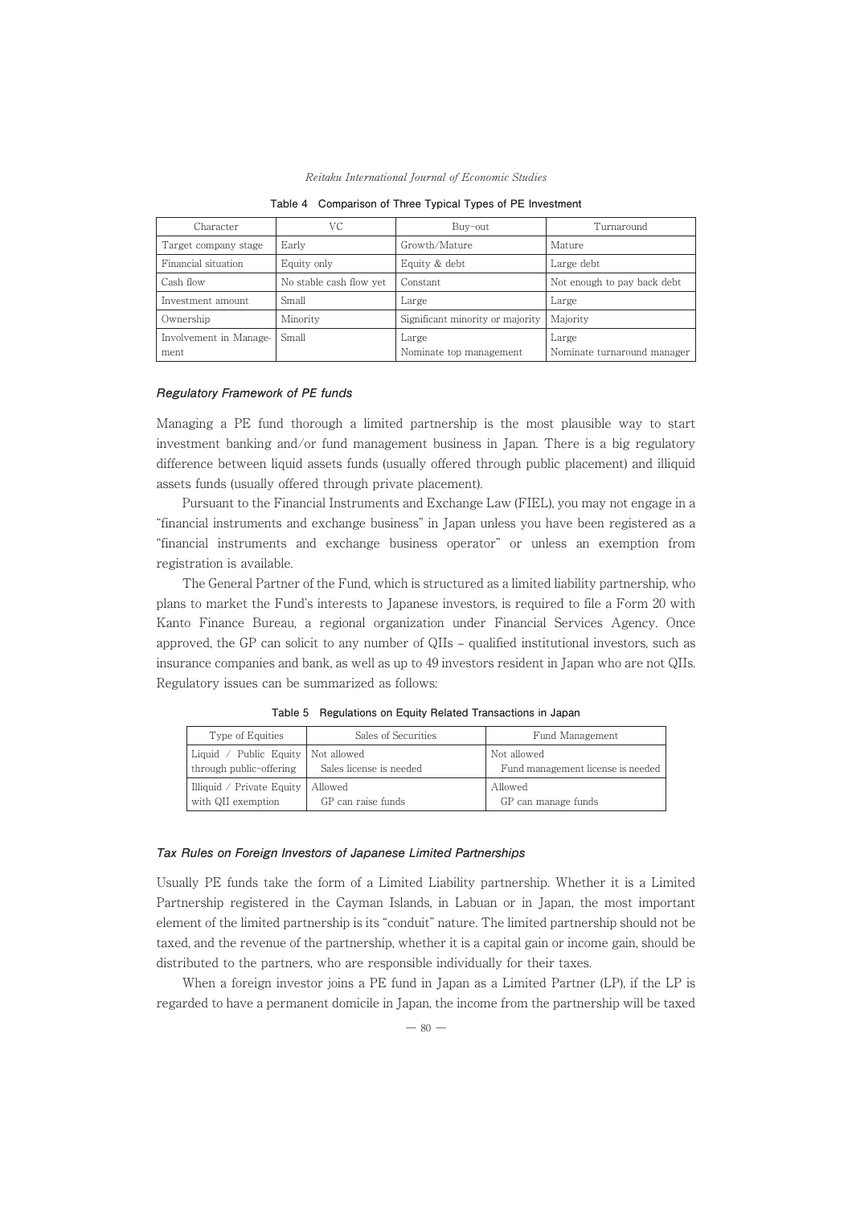Table 4 Comparison of Three Typical Types of PE Investment

| Character | VC | Buy-out | Turnaround |
|---|---|---|---|
| Target company stage | Early | Growth/Mature | Mature |
| Financial situation | Equity only | Equity & debt | Large debt |
| Cash flow | No stable cash flow yet | Constant | Not enough to pay back debt |
| Investment amount | Small | Large | Large |
| Ownership | Minority | Significant minority or majority | Majority |
| Involvement in Management | Small | Large<br>Nominate top management | Large<br>Nominate turnaround manager |

### *Regulatory Framework of PE funds*

Managing a PE fund thorough a limited partnership is the most plausible way to start investment banking and/or fund management business in Japan. There is a big regulatory difference between liquid assets funds (usually offered through public placement) and illiquid assets funds (usually offered through private placement).

Pursuant to the Financial Instruments and Exchange Law (FIEL), you may not engage in a "financial instruments and exchange business" in Japan unless you have been registered as a "financial instruments and exchange business operator" or unless an exemption from registration is available.

The General Partner of the Fund, which is structured as a limited liability partnership, who plans to market the Fund's interests to Japanese investors, is required to file a Form 20 with Kanto Finance Bureau, a regional organization under Financial Services Agency. Once approved, the GP can solicit to any number of QIIs – qualified institutional investors, such as insurance companies and bank, as well as up to 49 investors resident in Japan who are not QIIs. Regulatory issues can be summarized as follows:

Table 5 Regulations on Equity Related Transactions in Japan

| Type of Equities | Sales of Securities | Fund Management |
|---|---|---|
| Liquid / Public Equity through public-offering | Not allowed<br>Sales license is needed | Not allowed<br>Fund management license is needed |
| Illiquid / Private Equity with QII exemption | Allowed<br>GP can raise funds | Allowed<br>GP can manage funds |

### *Tax Rules on Foreign Investors of Japanese Limited Partnerships*

Usually PE funds take the form of a Limited Liability partnership. Whether it is a Limited Partnership registered in the Cayman Islands, in Labuan or in Japan, the most important element of the limited partnership is its "conduit" nature. The limited partnership should not be taxed, and the revenue of the partnership, whether it is a capital gain or income gain, should be distributed to the partners, who are responsible individually for their taxes.

When a foreign investor joins a PE fund in Japan as a Limited Partner (LP), if the LP is regarded to have a permanent domicile in Japan, the income from the partnership will be taxed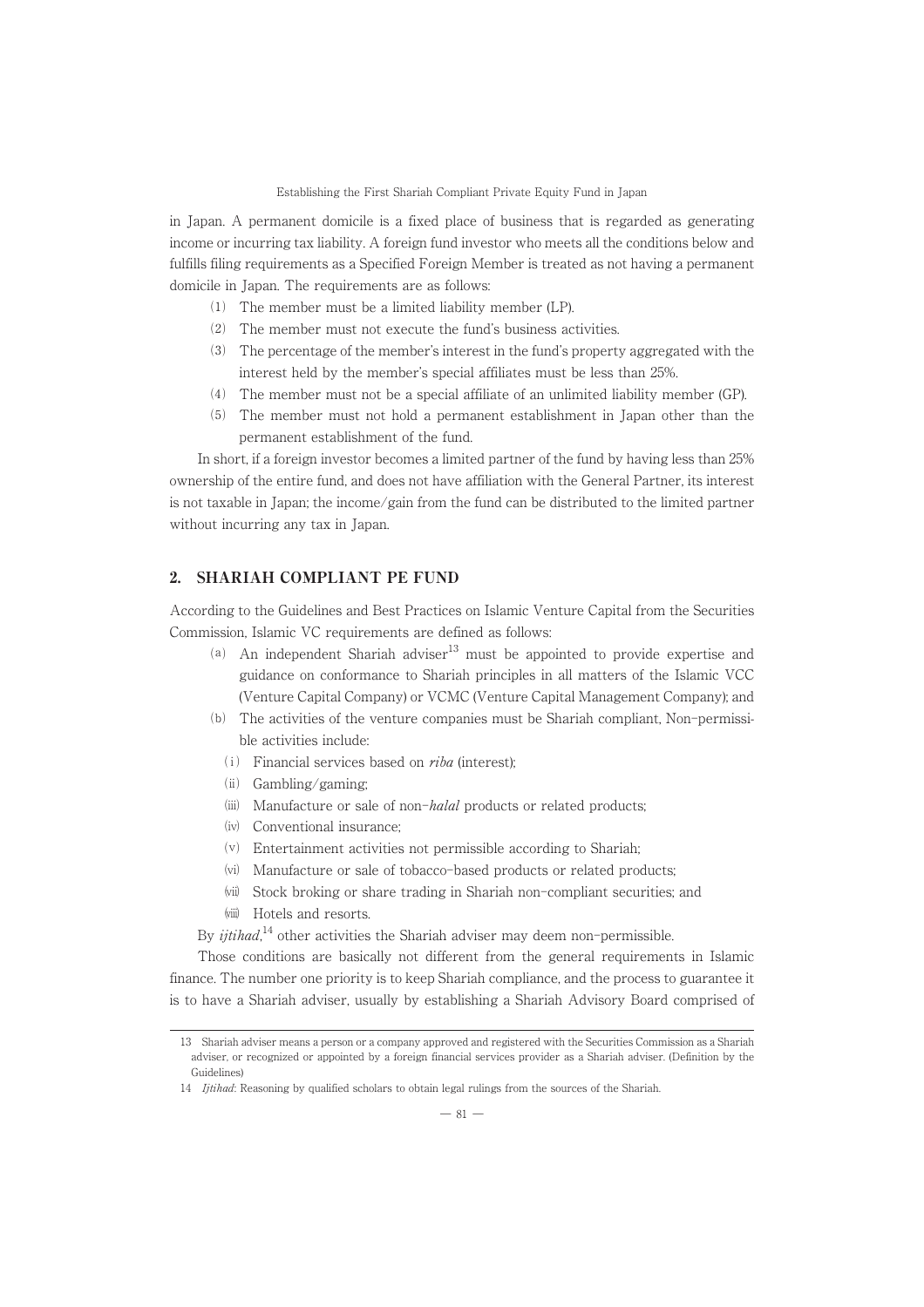in Japan. A permanent domicile is a fixed place of business that is regarded as generating income or incurring tax liability. A foreign fund investor who meets all the conditions below and fulfills filing requirements as a Specified Foreign Member is treated as not having a permanent domicile in Japan. The requirements are as follows:

(1) The member must be a limited liability member (LP).
(2) The member must not execute the fund's business activities.
(3) The percentage of the member's interest in the fund's property aggregated with the interest held by the member's special affiliates must be less than 25%.
(4) The member must not be a special affiliate of an unlimited liability member (GP).
(5) The member must not hold a permanent establishment in Japan other than the permanent establishment of the fund.

In short, if a foreign investor becomes a limited partner of the fund by having less than 25% ownership of the entire fund, and does not have affiliation with the General Partner, its interest is not taxable in Japan; the income/gain from the fund can be distributed to the limited partner without incurring any tax in Japan.

## 2. SHARIAH COMPLIANT PE FUND

According to the Guidelines and Best Practices on Islamic Venture Capital from the Securities Commission, Islamic VC requirements are defined as follows:

(a) An independent Shariah adviser[13] must be appointed to provide expertise and guidance on conformance to Shariah principles in all matters of the Islamic VCC (Venture Capital Company) or VCMC (Venture Capital Management Company); and
(b) The activities of the venture companies must be Shariah compliant, Non-permissible activities include:
  (i) Financial services based on *riba* (interest);
  (ii) Gambling/gaming;
  (iii) Manufacture or sale of non-*halal* products or related products;
  (iv) Conventional insurance;
  (v) Entertainment activities not permissible according to Shariah;
  (vi) Manufacture or sale of tobacco-based products or related products;
  (vii) Stock broking or share trading in Shariah non-compliant securities; and
  (viii) Hotels and resorts.

By *ijtihad*,[14] other activities the Shariah adviser may deem non-permissible.

Those conditions are basically not different from the general requirements in Islamic finance. The number one priority is to keep Shariah compliance, and the process to guarantee it is to have a Shariah adviser, usually by establishing a Shariah Advisory Board comprised of

---

13 Shariah adviser means a person or a company approved and registered with the Securities Commission as a Shariah adviser, or recognized or appointed by a foreign financial services provider as a Shariah adviser. (Definition by the Guidelines)

14 *Ijtihad*: Reasoning by qualified scholars to obtain legal rulings from the sources of the Shariah.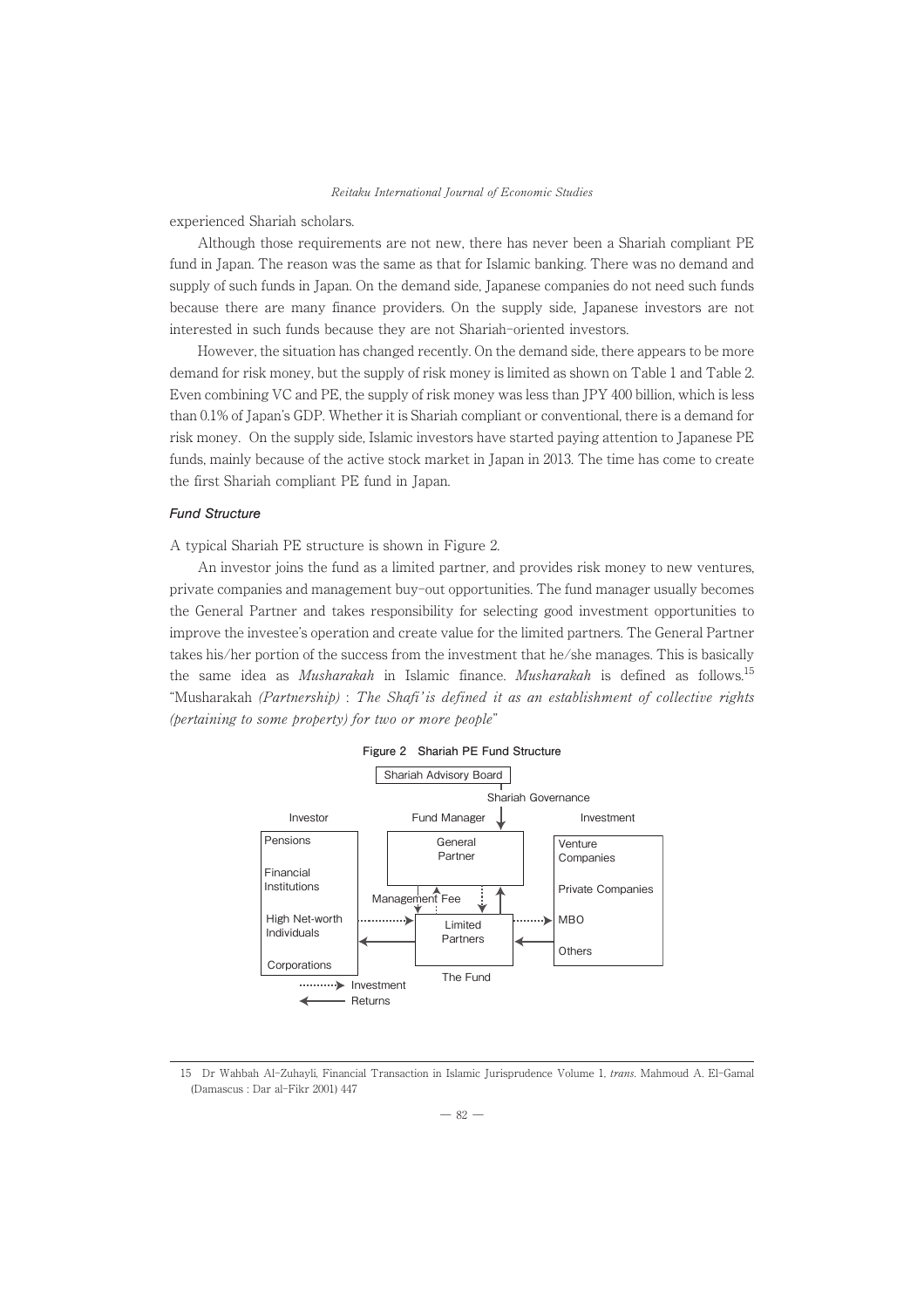experienced Shariah scholars.

Although those requirements are not new, there has never been a Shariah compliant PE fund in Japan. The reason was the same as that for Islamic banking. There was no demand and supply of such funds in Japan. On the demand side, Japanese companies do not need such funds because there are many finance providers. On the supply side, Japanese investors are not interested in such funds because they are not Shariah-oriented investors.

However, the situation has changed recently. On the demand side, there appears to be more demand for risk money, but the supply of risk money is limited as shown on Table 1 and Table 2. Even combining VC and PE, the supply of risk money was less than JPY 400 billion, which is less than 0.1% of Japan's GDP. Whether it is Shariah compliant or conventional, there is a demand for risk money. On the supply side, Islamic investors have started paying attention to Japanese PE funds, mainly because of the active stock market in Japan in 2013. The time has come to create the first Shariah compliant PE fund in Japan.

### *Fund Structure*

A typical Shariah PE structure is shown in Figure 2.

An investor joins the fund as a limited partner, and provides risk money to new ventures, private companies and management buy-out opportunities. The fund manager usually becomes the General Partner and takes responsibility for selecting good investment opportunities to improve the investee's operation and create value for the limited partners. The General Partner takes his/her portion of the success from the investment that he/she manages. This is basically the same idea as *Musharakah* in Islamic finance. *Musharakah* is defined as follows.[15] "Musharakah *(Partnership)* : *The Shafi'is defined it as an establishment of collective rights (pertaining to some property) for two or more people*"

**Figure 2 Shariah PE Fund Structure**

Shariah Advisory Board

Shariah Governance

Investor: Pensions; Financial Institutions; High Net-worth Individuals; Corporations

Fund Manager: General Partner

Management Fee

The Fund: Limited Partners

Investment: Venture Companies; Private Companies; MBO; Others

Investment (dotted arrow); Returns (solid arrow)

15 Dr Wahbah Al-Zuhayli, Financial Transaction in Islamic Jurisprudence Volume 1, *trans*. Mahmoud A. El-Gamal (Damascus : Dar al-Fikr 2001) 447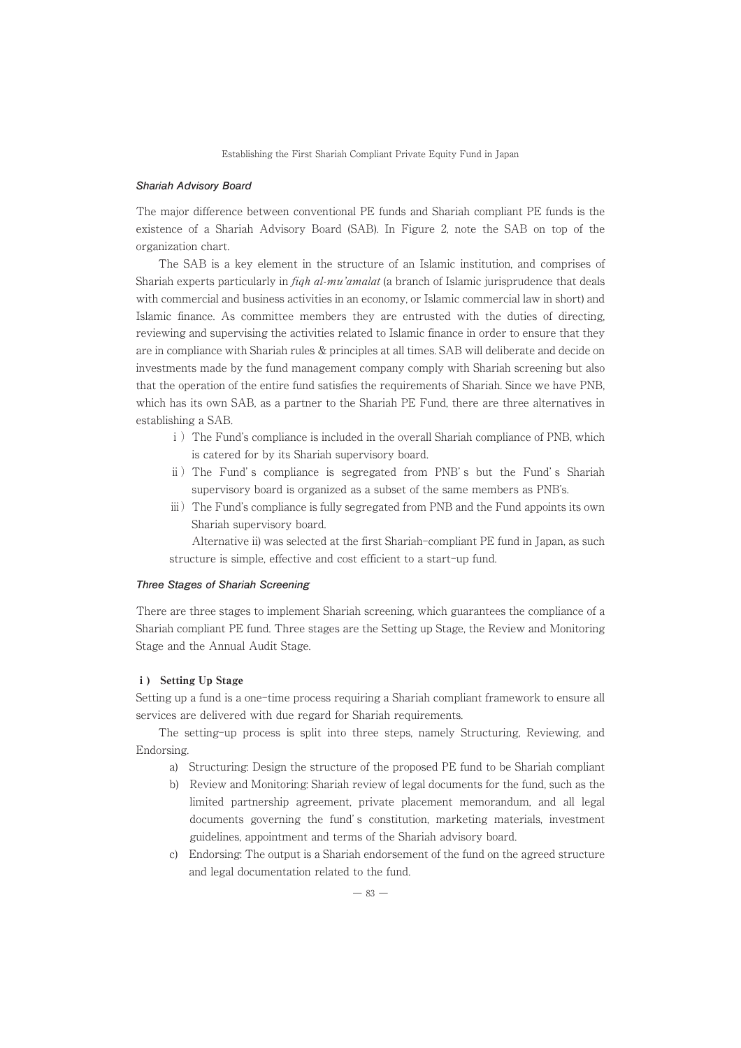### *Shariah Advisory Board*

The major difference between conventional PE funds and Shariah compliant PE funds is the existence of a Shariah Advisory Board (SAB). In Figure 2, note the SAB on top of the organization chart.

The SAB is a key element in the structure of an Islamic institution, and comprises of Shariah experts particularly in *fiqh al-mu'amalat* (a branch of Islamic jurisprudence that deals with commercial and business activities in an economy, or Islamic commercial law in short) and Islamic finance. As committee members they are entrusted with the duties of directing, reviewing and supervising the activities related to Islamic finance in order to ensure that they are in compliance with Shariah rules & principles at all times. SAB will deliberate and decide on investments made by the fund management company comply with Shariah screening but also that the operation of the entire fund satisfies the requirements of Shariah. Since we have PNB, which has its own SAB, as a partner to the Shariah PE Fund, there are three alternatives in establishing a SAB.

i ) The Fund's compliance is included in the overall Shariah compliance of PNB, which is catered for by its Shariah supervisory board.

ii ) The Fund's compliance is segregated from PNB's but the Fund's Shariah supervisory board is organized as a subset of the same members as PNB's.

iii ) The Fund's compliance is fully segregated from PNB and the Fund appoints its own Shariah supervisory board.

Alternative ii) was selected at the first Shariah-compliant PE fund in Japan, as such structure is simple, effective and cost efficient to a start-up fund.

### *Three Stages of Shariah Screening*

There are three stages to implement Shariah screening, which guarantees the compliance of a Shariah compliant PE fund. Three stages are the Setting up Stage, the Review and Monitoring Stage and the Annual Audit Stage.

#### i ) Setting Up Stage

Setting up a fund is a one-time process requiring a Shariah compliant framework to ensure all services are delivered with due regard for Shariah requirements.

The setting-up process is split into three steps, namely Structuring, Reviewing, and Endorsing.

a) Structuring: Design the structure of the proposed PE fund to be Shariah compliant

b) Review and Monitoring: Shariah review of legal documents for the fund, such as the limited partnership agreement, private placement memorandum, and all legal documents governing the fund's constitution, marketing materials, investment guidelines, appointment and terms of the Shariah advisory board.

c) Endorsing: The output is a Shariah endorsement of the fund on the agreed structure and legal documentation related to the fund.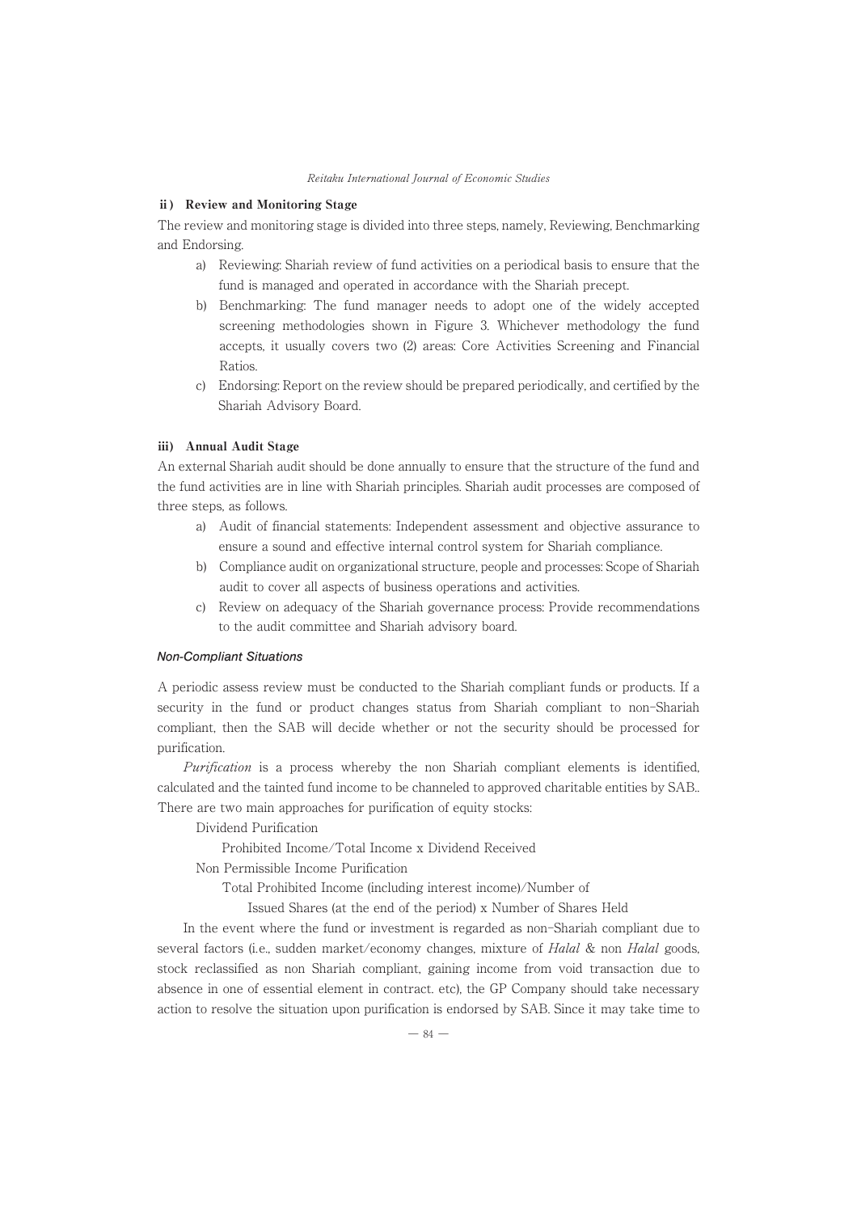**ii) Review and Monitoring Stage**

The review and monitoring stage is divided into three steps, namely, Reviewing, Benchmarking and Endorsing.

a) Reviewing: Shariah review of fund activities on a periodical basis to ensure that the fund is managed and operated in accordance with the Shariah precept.

b) Benchmarking: The fund manager needs to adopt one of the widely accepted screening methodologies shown in Figure 3. Whichever methodology the fund accepts, it usually covers two (2) areas: Core Activities Screening and Financial Ratios.

c) Endorsing: Report on the review should be prepared periodically, and certified by the Shariah Advisory Board.

**iii) Annual Audit Stage**

An external Shariah audit should be done annually to ensure that the structure of the fund and the fund activities are in line with Shariah principles. Shariah audit processes are composed of three steps, as follows.

a) Audit of financial statements: Independent assessment and objective assurance to ensure a sound and effective internal control system for Shariah compliance.

b) Compliance audit on organizational structure, people and processes: Scope of Shariah audit to cover all aspects of business operations and activities.

c) Review on adequacy of the Shariah governance process: Provide recommendations to the audit committee and Shariah advisory board.

***Non-Compliant Situations***

A periodic assess review must be conducted to the Shariah compliant funds or products. If a security in the fund or product changes status from Shariah compliant to non-Shariah compliant, then the SAB will decide whether or not the security should be processed for purification.

*Purification* is a process whereby the non Shariah compliant elements is identified, calculated and the tainted fund income to be channeled to approved charitable entities by SAB.. There are two main approaches for purification of equity stocks:

Dividend Purification

Prohibited Income/Total Income x Dividend Received

Non Permissible Income Purification

Total Prohibited Income (including interest income)/Number of Issued Shares (at the end of the period) x Number of Shares Held

In the event where the fund or investment is regarded as non-Shariah compliant due to several factors (i.e., sudden market/economy changes, mixture of *Halal* & non *Halal* goods, stock reclassified as non Shariah compliant, gaining income from void transaction due to absence in one of essential element in contract. etc), the GP Company should take necessary action to resolve the situation upon purification is endorsed by SAB. Since it may take time to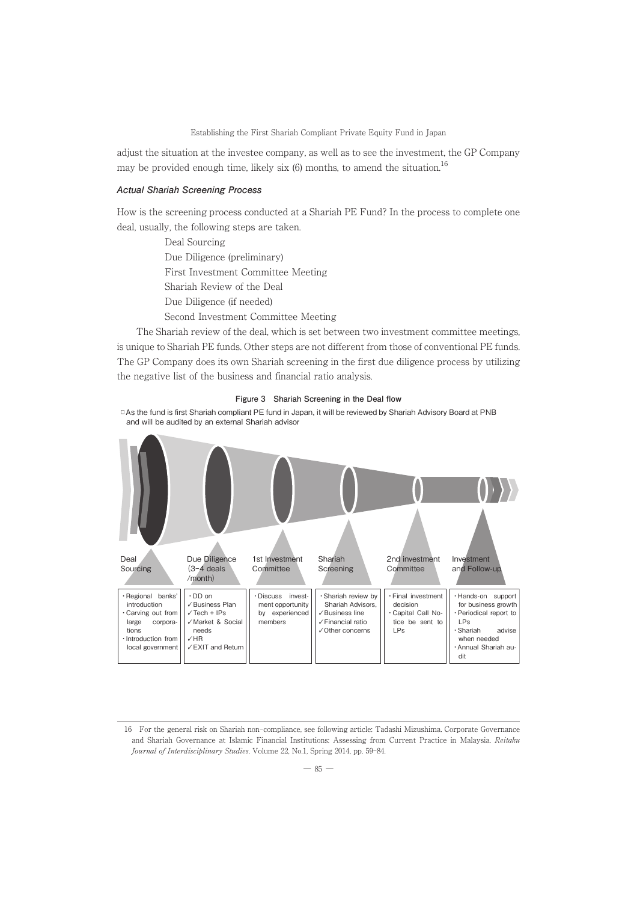adjust the situation at the investee company, as well as to see the investment, the GP Company may be provided enough time, likely six (6) months, to amend the situation.[16]

### *Actual Shariah Screening Process*

How is the screening process conducted at a Shariah PE Fund? In the process to complete one deal, usually, the following steps are taken.

Deal Sourcing
Due Diligence (preliminary)
First Investment Committee Meeting
Shariah Review of the Deal
Due Diligence (if needed)
Second Investment Committee Meeting

The Shariah review of the deal, which is set between two investment committee meetings, is unique to Shariah PE funds. Other steps are not different from those of conventional PE funds. The GP Company does its own Shariah screening in the first due diligence process by utilizing the negative list of the business and financial ratio analysis.

**Figure 3 Shariah Screening in the Deal flow**

□ As the fund is first Shariah compliant PE fund in Japan, it will be reviewed by Shariah Advisory Board at PNB and will be audited by an external Shariah advisor

| Deal Sourcing | Due Diligence (3-4 deals /month) | 1st Investment Committee | Shariah Screening | 2nd investment Committee | Investment and Follow-up |
|---|---|---|---|---|---|
| ・Regional banks' introduction<br>・Carving out from large corporations<br>・Introduction from local government | ・DD on<br>✓Business Plan<br>✓Tech + IPs<br>✓Market & Social needs<br>✓HR<br>✓EXIT and Return | ・Discuss investment opportunity by experienced members | ・Shariah review by Shariah Advisors,<br>✓Business line<br>✓Financial ratio<br>✓Other concerns | ・Final investment decision<br>・Capital Call Notice be sent to LPs | ・Hands-on support for business growth<br>・Periodical report to LPs<br>・Shariah advise when needed<br>・Annual Shariah audit |

---

16 For the general risk on Shariah non-compliance, see following article: Tadashi Mizushima. Corporate Governance and Shariah Governance at Islamic Financial Institutions: Assessing from Current Practice in Malaysia. *Reitaku Journal of Interdisciplinary Studies*. Volume 22, No.1, Spring 2014, pp. 59-84.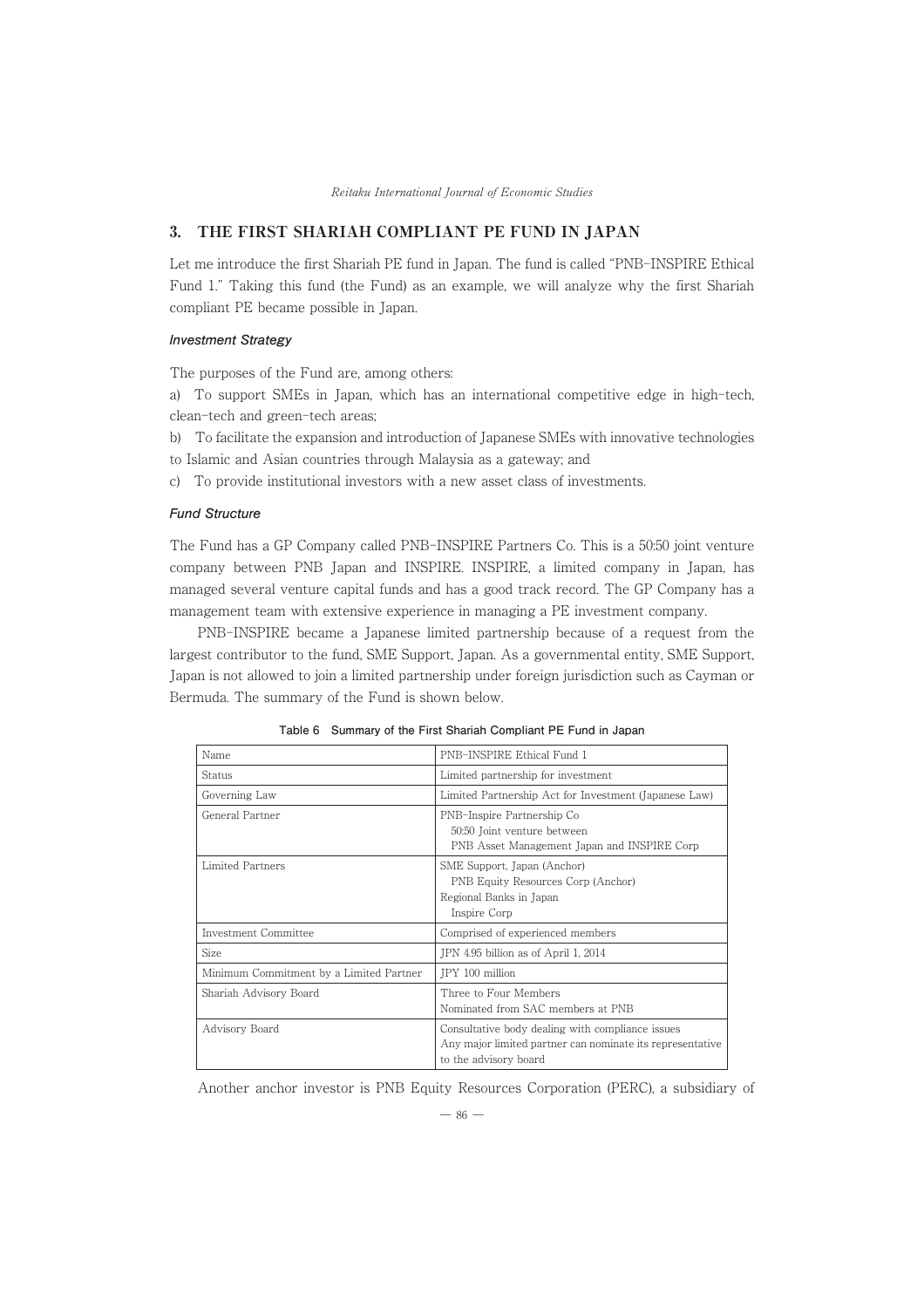## 3. THE FIRST SHARIAH COMPLIANT PE FUND IN JAPAN

Let me introduce the first Shariah PE fund in Japan. The fund is called "PNB-INSPIRE Ethical Fund 1." Taking this fund (the Fund) as an example, we will analyze why the first Shariah compliant PE became possible in Japan.

### *Investment Strategy*

The purposes of the Fund are, among others:

a) To support SMEs in Japan, which has an international competitive edge in high-tech, clean-tech and green-tech areas;

b) To facilitate the expansion and introduction of Japanese SMEs with innovative technologies to Islamic and Asian countries through Malaysia as a gateway; and

c) To provide institutional investors with a new asset class of investments.

### *Fund Structure*

The Fund has a GP Company called PNB-INSPIRE Partners Co. This is a 50:50 joint venture company between PNB Japan and INSPIRE. INSPIRE, a limited company in Japan, has managed several venture capital funds and has a good track record. The GP Company has a management team with extensive experience in managing a PE investment company.

PNB-INSPIRE became a Japanese limited partnership because of a request from the largest contributor to the fund, SME Support, Japan. As a governmental entity, SME Support, Japan is not allowed to join a limited partnership under foreign jurisdiction such as Cayman or Bermuda. The summary of the Fund is shown below.

**Table 6 Summary of the First Shariah Compliant PE Fund in Japan**

| Name | PNB-INSPIRE Ethical Fund 1 |
|---|---|
| Status | Limited partnership for investment |
| Governing Law | Limited Partnership Act for Investment (Japanese Law) |
| General Partner | PNB-Inspire Partnership Co<br>50:50 Joint venture between<br>PNB Asset Management Japan and INSPIRE Corp |
| Limited Partners | SME Support, Japan (Anchor)<br>PNB Equity Resources Corp (Anchor)<br>Regional Banks in Japan<br>Inspire Corp |
| Investment Committee | Comprised of experienced members |
| Size | JPN 4.95 billion as of April 1, 2014 |
| Minimum Commitment by a Limited Partner | JPY 100 million |
| Shariah Advisory Board | Three to Four Members<br>Nominated from SAC members at PNB |
| Advisory Board | Consultative body dealing with compliance issues<br>Any major limited partner can nominate its representative to the advisory board |

Another anchor investor is PNB Equity Resources Corporation (PERC), a subsidiary of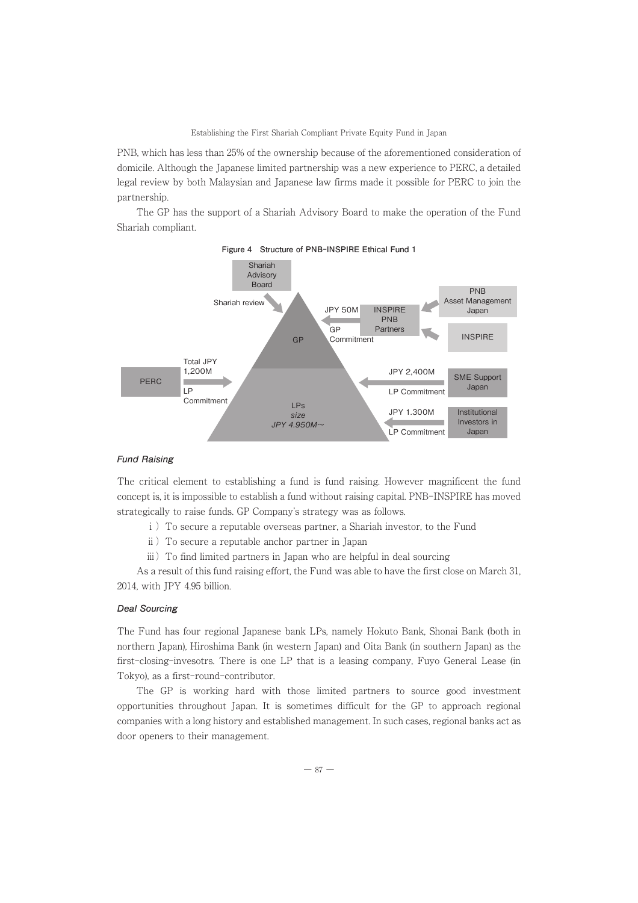PNB, which has less than 25% of the ownership because of the aforementioned consideration of domicile. Although the Japanese limited partnership was a new experience to PERC, a detailed legal review by both Malaysian and Japanese law firms made it possible for PERC to join the partnership.

The GP has the support of a Shariah Advisory Board to make the operation of the Fund Shariah compliant.

**Figure 4 Structure of PNB-INSPIRE Ethical Fund 1**

Shariah Advisory Board

Shariah review

GP

JPY 50M

GP Commitment

INSPIRE PNB Partners

PNB Asset Management Japan

INSPIRE

PERC

Total JPY 1,200M

LP Commitment

LPs *size JPY 4,950M〜*

JPY 2,400M

LP Commitment

SME Support Japan

JPY 1,300M

LP Commitment

Institutional Investors in Japan

### *Fund Raising*

The critical element to establishing a fund is fund raising. However magnificent the fund concept is, it is impossible to establish a fund without raising capital. PNB-INSPIRE has moved strategically to raise funds. GP Company's strategy was as follows.

i ) To secure a reputable overseas partner, a Shariah investor, to the Fund

ii ) To secure a reputable anchor partner in Japan

iii ) To find limited partners in Japan who are helpful in deal sourcing

As a result of this fund raising effort, the Fund was able to have the first close on March 31, 2014, with JPY 4.95 billion.

### *Deal Sourcing*

The Fund has four regional Japanese bank LPs, namely Hokuto Bank, Shonai Bank (both in northern Japan), Hiroshima Bank (in western Japan) and Oita Bank (in southern Japan) as the first-closing-invesotrs. There is one LP that is a leasing company, Fuyo General Lease (in Tokyo), as a first-round-contributor.

The GP is working hard with those limited partners to source good investment opportunities throughout Japan. It is sometimes difficult for the GP to approach regional companies with a long history and established management. In such cases, regional banks act as door openers to their management.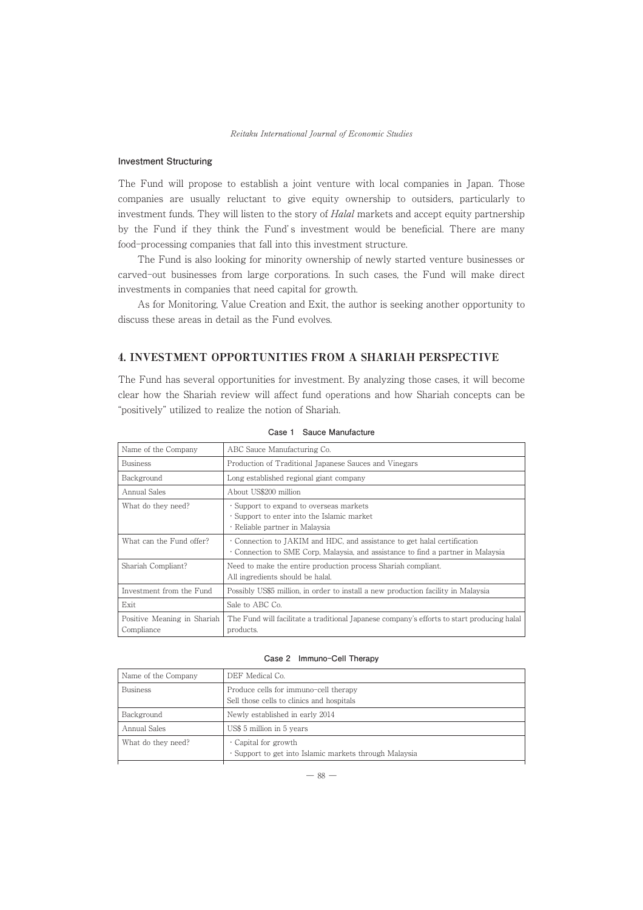**Investment Structuring**

The Fund will propose to establish a joint venture with local companies in Japan. Those companies are usually reluctant to give equity ownership to outsiders, particularly to investment funds. They will listen to the story of *Halal* markets and accept equity partnership by the Fund if they think the Fund's investment would be beneficial. There are many food-processing companies that fall into this investment structure.

The Fund is also looking for minority ownership of newly started venture businesses or carved-out businesses from large corporations. In such cases, the Fund will make direct investments in companies that need capital for growth.

As for Monitoring, Value Creation and Exit, the author is seeking another opportunity to discuss these areas in detail as the Fund evolves.

## 4. INVESTMENT OPPORTUNITIES FROM A SHARIAH PERSPECTIVE

The Fund has several opportunities for investment. By analyzing those cases, it will become clear how the Shariah review will affect fund operations and how Shariah concepts can be "positively" utilized to realize the notion of Shariah.

**Case 1 Sauce Manufacture**

| Name of the Company | ABC Sauce Manufacturing Co. |
|---|---|
| Business | Production of Traditional Japanese Sauces and Vinegars |
| Background | Long established regional giant company |
| Annual Sales | About US$200 million |
| What do they need? | · Support to expand to overseas markets<br>· Support to enter into the Islamic market<br>· Reliable partner in Malaysia |
| What can the Fund offer? | · Connection to JAKIM and HDC, and assistance to get halal certification<br>· Connection to SME Corp, Malaysia, and assistance to find a partner in Malaysia |
| Shariah Compliant? | Need to make the entire production process Shariah compliant.<br>All ingredients should be halal. |
| Investment from the Fund | Possibly US$5 million, in order to install a new production facility in Malaysia |
| Exit | Sale to ABC Co. |
| Positive Meaning in Shariah Compliance | The Fund will facilitate a traditional Japanese company's efforts to start producing halal products. |

**Case 2 Immuno-Cell Therapy**

| Name of the Company | DEF Medical Co. |
|---|---|
| Business | Produce cells for immuno-cell therapy<br>Sell those cells to clinics and hospitals |
| Background | Newly established in early 2014 |
| Annual Sales | US$ 5 million in 5 years |
| What do they need? | · Capital for growth<br>· Support to get into Islamic markets through Malaysia |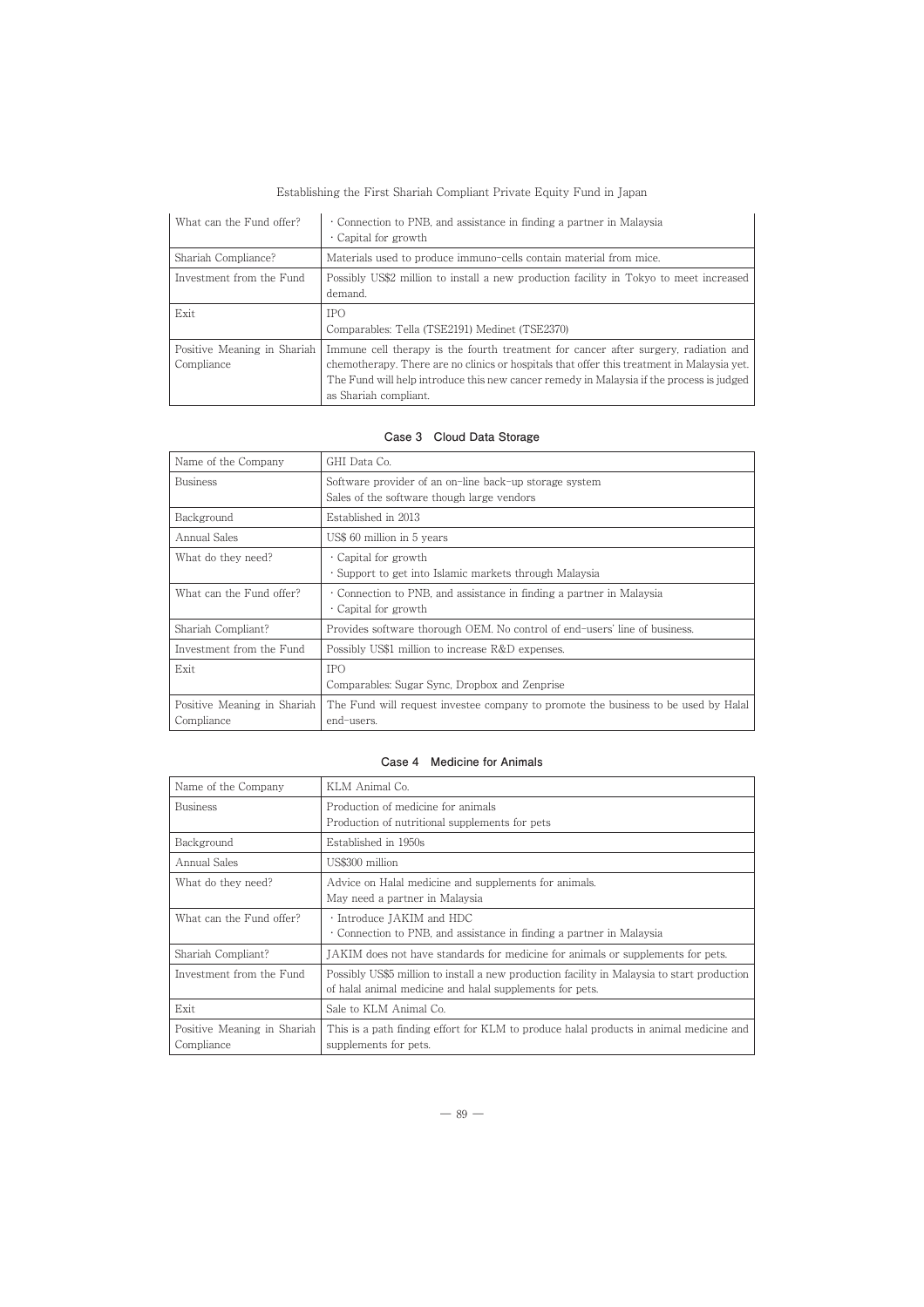| What can the Fund offer? | ・Connection to PNB, and assistance in finding a partner in Malaysia<br>・Capital for growth |
|---|---|
| Shariah Compliance? | Materials used to produce immuno-cells contain material from mice. |
| Investment from the Fund | Possibly US$2 million to install a new production facility in Tokyo to meet increased demand. |
| Exit | IPO<br>Comparables: Tella (TSE2191) Medinet (TSE2370) |
| Positive Meaning in Shariah Compliance | Immune cell therapy is the fourth treatment for cancer after surgery, radiation and chemotherapy. There are no clinics or hospitals that offer this treatment in Malaysia yet. The Fund will help introduce this new cancer remedy in Malaysia if the process is judged as Shariah compliant. |

**Case 3 Cloud Data Storage**

| Name of the Company | GHI Data Co. |
|---|---|
| Business | Software provider of an on-line back-up storage system<br>Sales of the software though large vendors |
| Background | Established in 2013 |
| Annual Sales | US$ 60 million in 5 years |
| What do they need? | ・Capital for growth<br>・Support to get into Islamic markets through Malaysia |
| What can the Fund offer? | ・Connection to PNB, and assistance in finding a partner in Malaysia<br>・Capital for growth |
| Shariah Compliant? | Provides software thorough OEM. No control of end-users' line of business. |
| Investment from the Fund | Possibly US$1 million to increase R&D expenses. |
| Exit | IPO<br>Comparables: Sugar Sync, Dropbox and Zenprise |
| Positive Meaning in Shariah Compliance | The Fund will request investee company to promote the business to be used by Halal end-users. |

**Case 4 Medicine for Animals**

| Name of the Company | KLM Animal Co. |
|---|---|
| Business | Production of medicine for animals<br>Production of nutritional supplements for pets |
| Background | Established in 1950s |
| Annual Sales | US$300 million |
| What do they need? | Advice on Halal medicine and supplements for animals.<br>May need a partner in Malaysia |
| What can the Fund offer? | ・Introduce JAKIM and HDC<br>・Connection to PNB, and assistance in finding a partner in Malaysia |
| Shariah Compliant? | JAKIM does not have standards for medicine for animals or supplements for pets. |
| Investment from the Fund | Possibly US$5 million to install a new production facility in Malaysia to start production of halal animal medicine and halal supplements for pets. |
| Exit | Sale to KLM Animal Co. |
| Positive Meaning in Shariah Compliance | This is a path finding effort for KLM to produce halal products in animal medicine and supplements for pets. |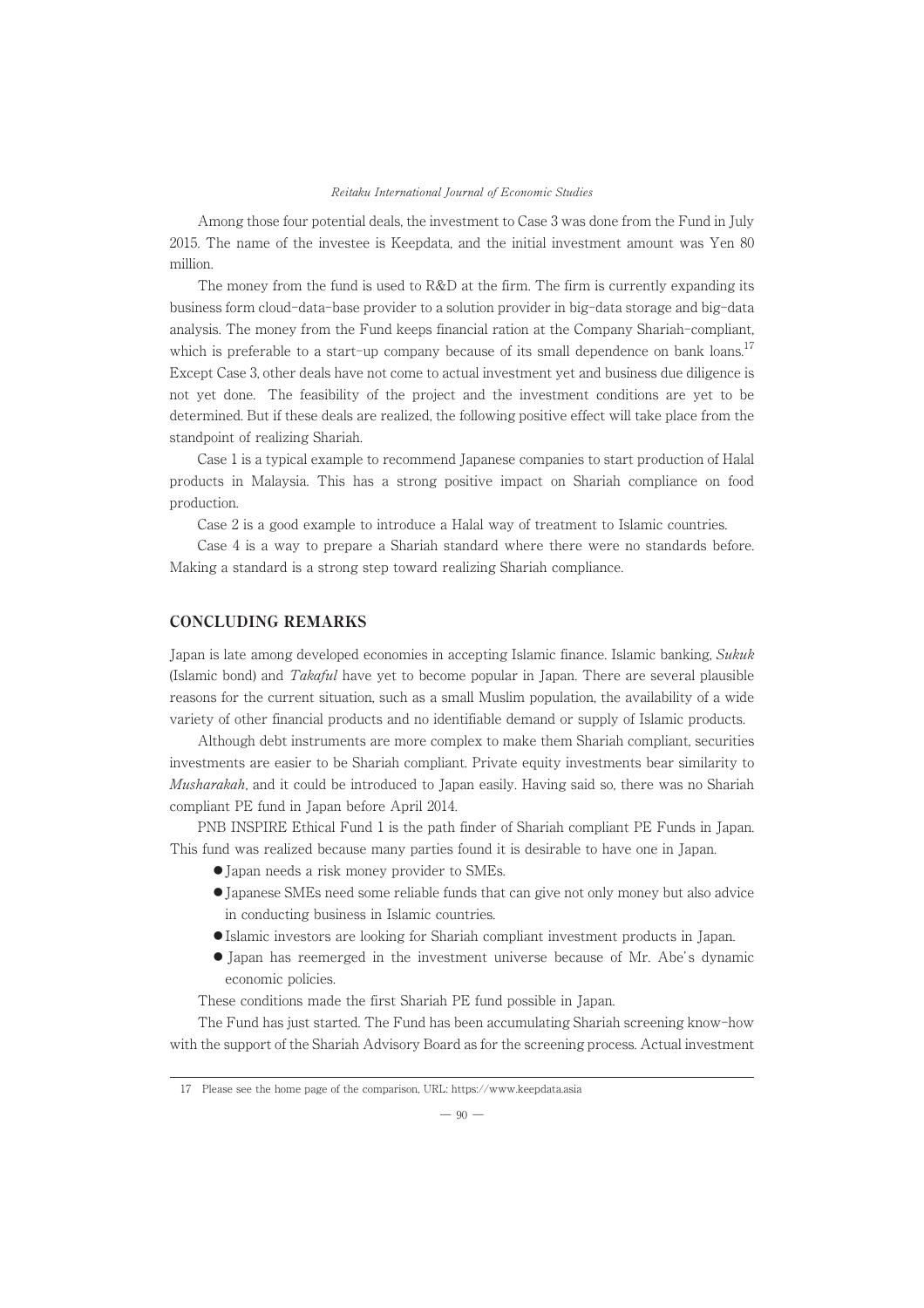Among those four potential deals, the investment to Case 3 was done from the Fund in July 2015. The name of the investee is Keepdata, and the initial investment amount was Yen 80 million.

The money from the fund is used to R&D at the firm. The firm is currently expanding its business form cloud-data-base provider to a solution provider in big-data storage and big-data analysis. The money from the Fund keeps financial ration at the Company Shariah-compliant, which is preferable to a start-up company because of its small dependence on bank loans.[17] Except Case 3, other deals have not come to actual investment yet and business due diligence is not yet done. The feasibility of the project and the investment conditions are yet to be determined. But if these deals are realized, the following positive effect will take place from the standpoint of realizing Shariah.

Case 1 is a typical example to recommend Japanese companies to start production of Halal products in Malaysia. This has a strong positive impact on Shariah compliance on food production.

Case 2 is a good example to introduce a Halal way of treatment to Islamic countries.

Case 4 is a way to prepare a Shariah standard where there were no standards before. Making a standard is a strong step toward realizing Shariah compliance.

## CONCLUDING REMARKS

Japan is late among developed economies in accepting Islamic finance. Islamic banking, *Sukuk* (Islamic bond) and *Takaful* have yet to become popular in Japan. There are several plausible reasons for the current situation, such as a small Muslim population, the availability of a wide variety of other financial products and no identifiable demand or supply of Islamic products.

Although debt instruments are more complex to make them Shariah compliant, securities investments are easier to be Shariah compliant. Private equity investments bear similarity to *Musharakah*, and it could be introduced to Japan easily. Having said so, there was no Shariah compliant PE fund in Japan before April 2014.

PNB INSPIRE Ethical Fund 1 is the path finder of Shariah compliant PE Funds in Japan. This fund was realized because many parties found it is desirable to have one in Japan.

- Japan needs a risk money provider to SMEs.
- Japanese SMEs need some reliable funds that can give not only money but also advice in conducting business in Islamic countries.
- Islamic investors are looking for Shariah compliant investment products in Japan.
- Japan has reemerged in the investment universe because of Mr. Abe's dynamic economic policies.

These conditions made the first Shariah PE fund possible in Japan.

The Fund has just started. The Fund has been accumulating Shariah screening know-how with the support of the Shariah Advisory Board as for the screening process. Actual investment

17 Please see the home page of the comparison, URL: https://www.keepdata.asia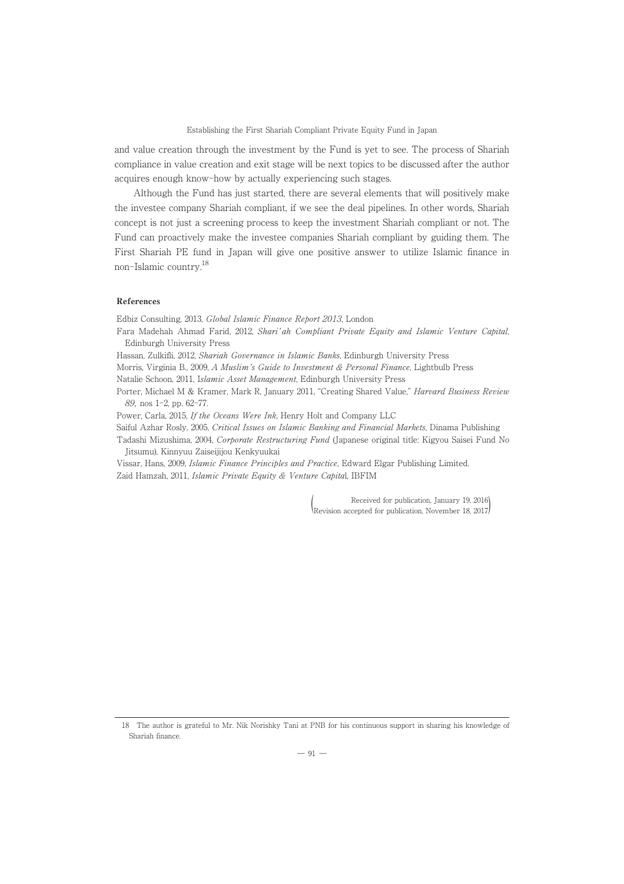and value creation through the investment by the Fund is yet to see. The process of Shariah compliance in value creation and exit stage will be next topics to be discussed after the author acquires enough know-how by actually experiencing such stages.

Although the Fund has just started, there are several elements that will positively make the investee company Shariah compliant, if we see the deal pipelines. In other words, Shariah concept is not just a screening process to keep the investment Shariah compliant or not. The Fund can proactively make the investee companies Shariah compliant by guiding them. The First Shariah PE fund in Japan will give one positive answer to utilize Islamic finance in non-Islamic country.[18]

**References**

Edbiz Consulting, 2013, *Global Islamic Finance Report 2013*, London

Fara Madehah Ahmad Farid, 2012, *Shari'ah Compliant Private Equity and Islamic Venture Capital*, Edinburgh University Press

Hassan, Zulkifli, 2012, *Shariah Governance in Islamic Banks*, Edinburgh University Press

Morris, Virginia B., 2009, *A Muslim's Guide to Investment & Personal Finance*, Lightbulb Press

Natalie Schoon, 2011, I*slamic Asset Management*, Edinburgh University Press

Porter, Michael M & Kramer, Mark R, January 2011, "Creating Shared Value," *Harvard Business Review 89,* nos 1-2, pp. 62-77.

Power, Carla, 2015, *If the Oceans Were Ink*, Henry Holt and Company LLC

Saiful Azhar Rosly, 2005, *Critical Issues on Islamic Banking and Financial Markets*, Dinama Publishing

Tadashi Mizushima, 2004, *Corporate Restructuring Fund* (Japanese original title: Kigyou Saisei Fund No Jitsumu), Kinnyuu Zaiseijijou Kenkyuukai

Vissar, Hans, 2009, *Islamic Finance Principles and Practice*, Edward Elgar Publishing Limited.

Zaid Hamzah, 2011, *Islamic Private Equity & Venture Capita*l, IBFIM

(Received for publication, January 19, 2016
Revision accepted for publication, November 18, 2017)

18 The author is grateful to Mr. Nik Norishky Tani at PNB for his continuous support in sharing his knowledge of Shariah finance.